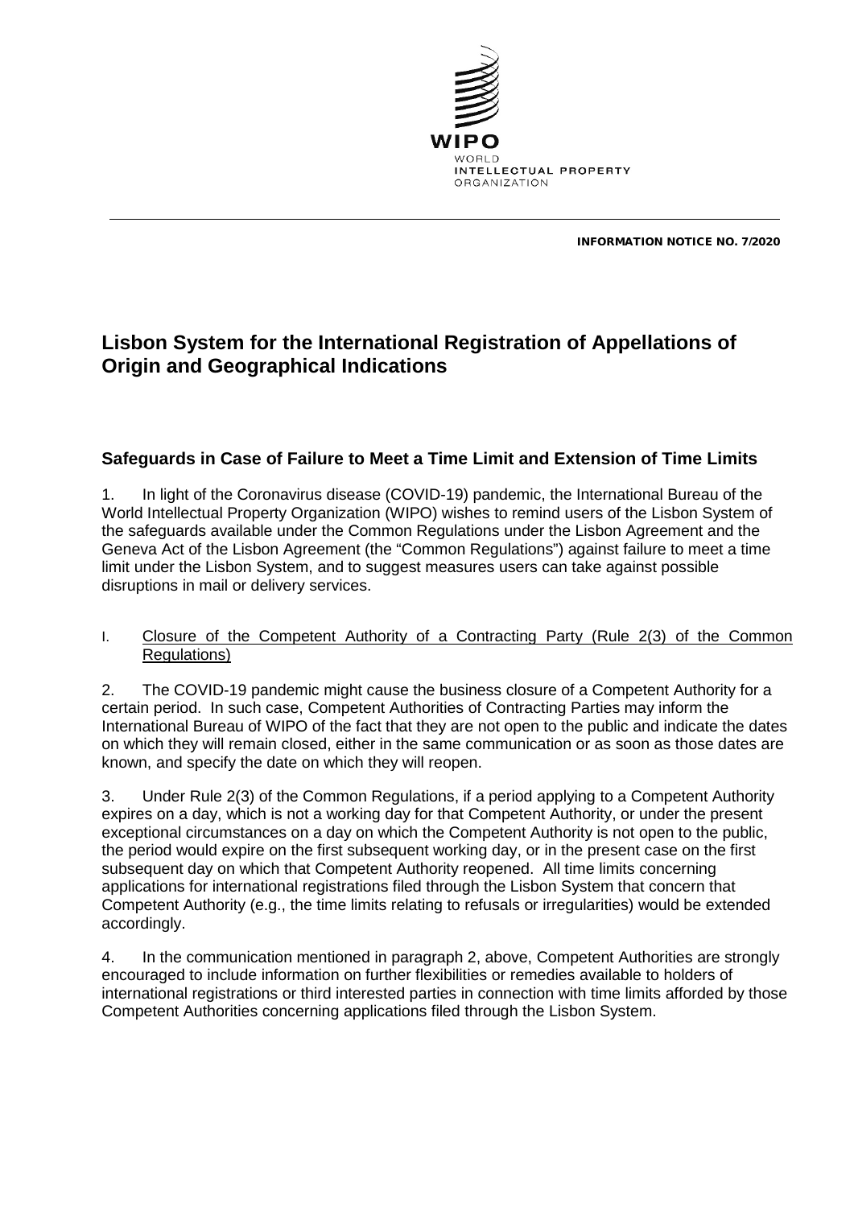INFORMATION NOTICE NO. 7/2020

# Lisbon System for the International Registration of Appellations of Origin and Geographical Indications

## Safeguards in Case of Failure to Meet a Time Limit and Extension of Time Limits

1. In light of the Coronavirus disease (COVID-19) pandemic, the International Bureau of the World Intellectual Property Organization (WIPO) wishes to remind users of the Lisbon System of the safeguards available under the Common Regulations under the Lisbon Agreement and the Geneva Act of the Lisbon Agreement (the "Common Regulations") against failure to meet a time limit under the Lisbon System, and to suggest measures users can take against possible disruptions in mail or delivery services.

I. Closure of the Competent Authority of a Contracting Party (Rule 2(3) of the Common Regulations)

2. The COVID-19 pandemic might cause the business closure of a Competent Authority for a certain period. In such case, Competent Authorities of Contracting Parties may inform the International Bureau of WIPO of the fact that they are not open to the public and indicate the dates on which they will remain closed, either in the same communication or as soon as those dates are known, and specify the date on which they will reopen.

3. Under Rule 2(3) of the Common Regulations, if a period applying to a Competent Authority expires on a day, which is not a working day for that Competent Authority, or under the present exceptional circumstances on a day on which the Competent Authority is not open to the public, the period would expire on the first subsequent working day, or in the present case on the first subsequent day on which that Competent Authority reopened. All time limits concerning applications for international registrations filed through the Lisbon System that concern that Competent Authority (e.g., the time limits relating to refusals or irregularities) would be extended accordingly.

4. In the communication mentioned in paragraph 2, above, Competent Authorities are strongly encouraged to include information on further flexibilities or remedies available to holders of international registrations or third interested parties in connection with time limits afforded by those Competent Authorities concerning applications filed through the Lisbon System.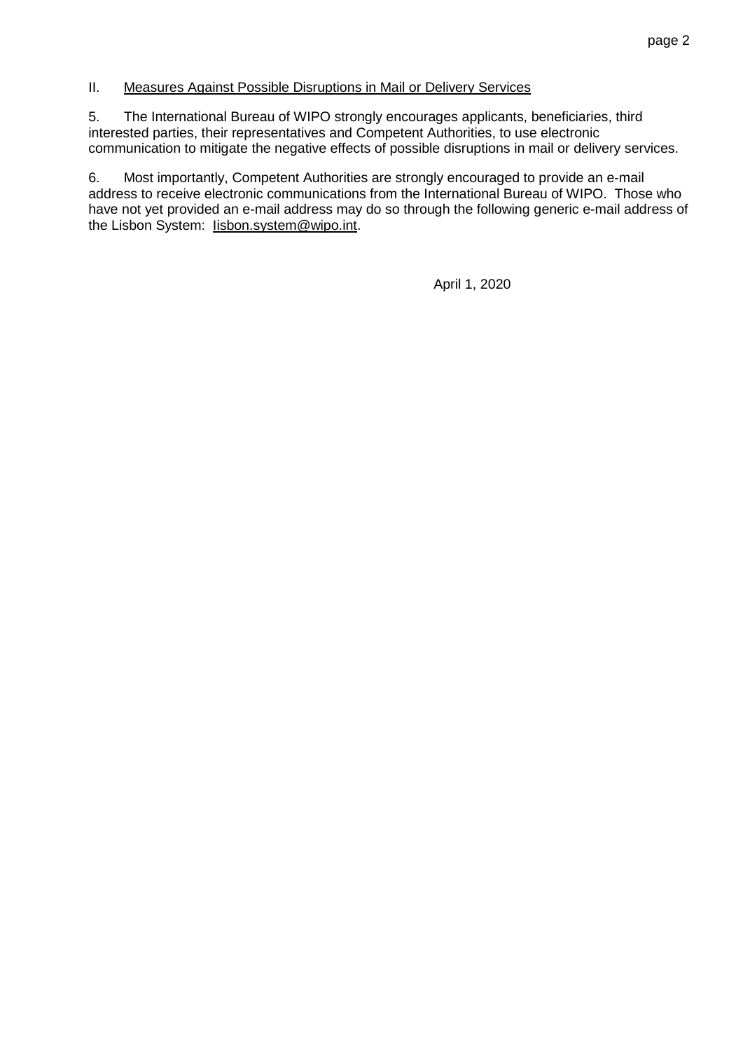## II. Measures Against Possible Disruptions in Mail or Delivery Services

5. The International Bureau of WIPO strongly encourages applicants, beneficiaries, third interested parties, their representatives and Competent Authorities, to use electronic communication to mitigate the negative effects of possible disruptions in mail or delivery services.

6. Most importantly, Competent Authorities are strongly encouraged to provide an e-mail address to receive electronic communications from the International Bureau of WIPO. Those who have not yet provided an e-mail address may do so through the following generic e-mail address of the Lisbon System: lisbon.system@wipo.int.

April 1, 2020